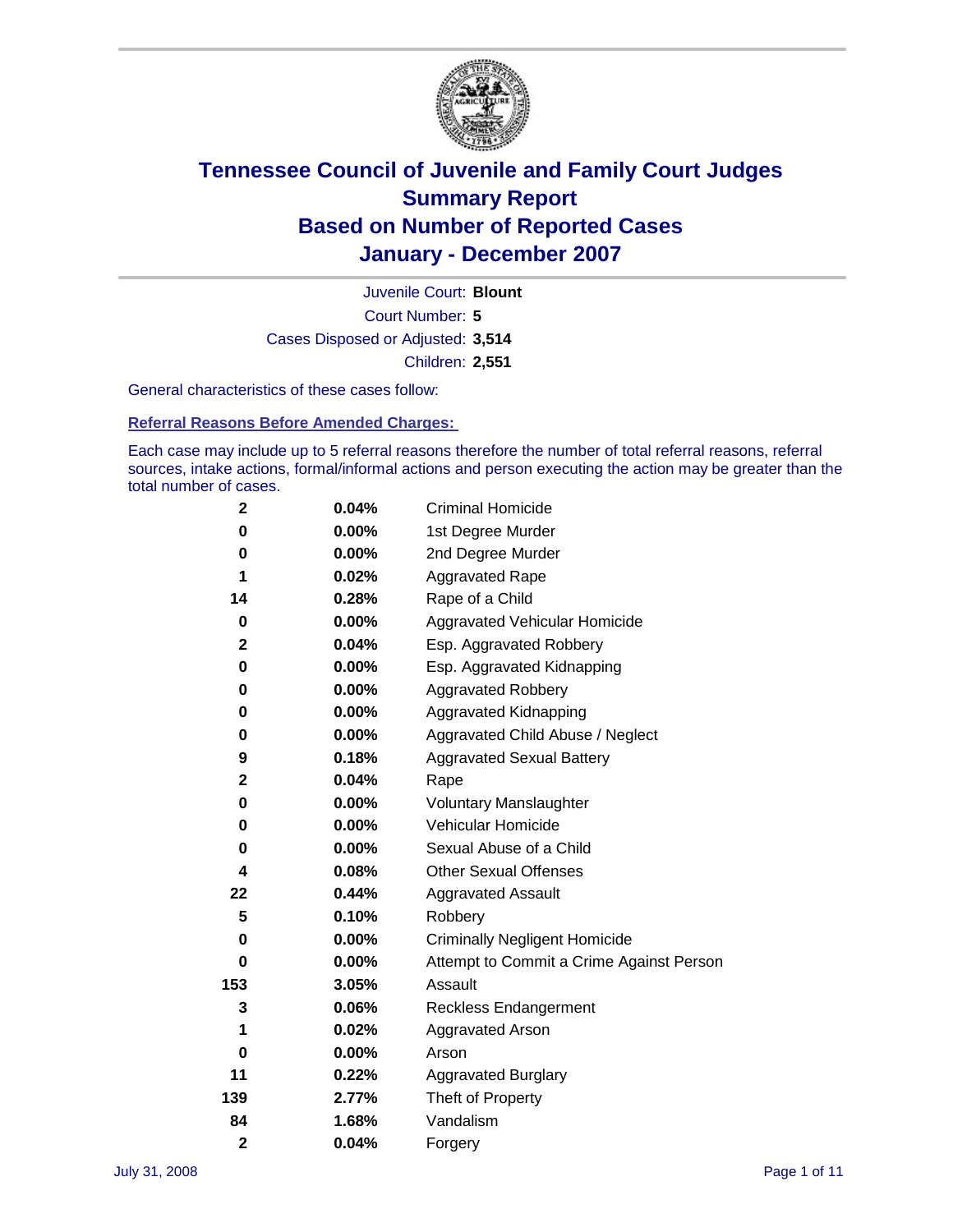# Tennessee Council of Juvenile and Family Court Judges
## Summary Report
## Based on Number of Reported Cases
## January - December 2007

Juvenile Court: **Blount**

Court Number: **5**

Cases Disposed or Adjusted: **3,514**

Children: **2,551**

General characteristics of these cases follow:

### Referral Reasons Before Amended Charges:

Each case may include up to 5 referral reasons therefore the number of total referral reasons, referral sources, intake actions, formal/informal actions and person executing the action may be greater than the total number of cases.

| Count | Percent | Referral Reason |
|---|---|---|
| 2 | 0.04% | Criminal Homicide |
| 0 | 0.00% | 1st Degree Murder |
| 0 | 0.00% | 2nd Degree Murder |
| 1 | 0.02% | Aggravated Rape |
| 14 | 0.28% | Rape of a Child |
| 0 | 0.00% | Aggravated Vehicular Homicide |
| 2 | 0.04% | Esp. Aggravated Robbery |
| 0 | 0.00% | Esp. Aggravated Kidnapping |
| 0 | 0.00% | Aggravated Robbery |
| 0 | 0.00% | Aggravated Kidnapping |
| 0 | 0.00% | Aggravated Child Abuse / Neglect |
| 9 | 0.18% | Aggravated Sexual Battery |
| 2 | 0.04% | Rape |
| 0 | 0.00% | Voluntary Manslaughter |
| 0 | 0.00% | Vehicular Homicide |
| 0 | 0.00% | Sexual Abuse of a Child |
| 4 | 0.08% | Other Sexual Offenses |
| 22 | 0.44% | Aggravated Assault |
| 5 | 0.10% | Robbery |
| 0 | 0.00% | Criminally Negligent Homicide |
| 0 | 0.00% | Attempt to Commit a Crime Against Person |
| 153 | 3.05% | Assault |
| 3 | 0.06% | Reckless Endangerment |
| 1 | 0.02% | Aggravated Arson |
| 0 | 0.00% | Arson |
| 11 | 0.22% | Aggravated Burglary |
| 139 | 2.77% | Theft of Property |
| 84 | 1.68% | Vandalism |
| 2 | 0.04% | Forgery |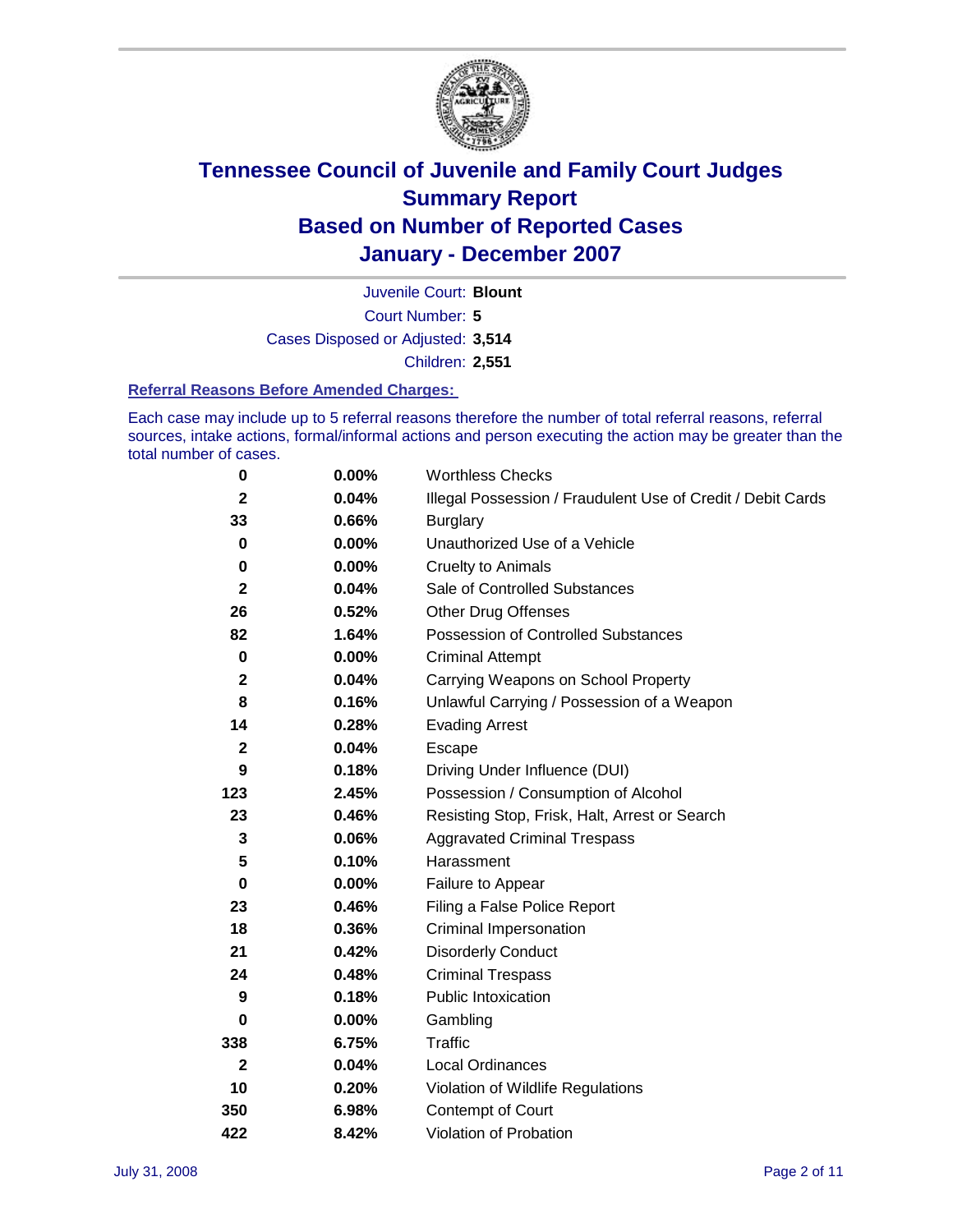# Tennessee Council of Juvenile and Family Court Judges
## Summary Report
## Based on Number of Reported Cases
## January - December 2007

Juvenile Court: **Blount**

Court Number: **5**

Cases Disposed or Adjusted: **3,514**

Children: **2,551**

### Referral Reasons Before Amended Charges:

Each case may include up to 5 referral reasons therefore the number of total referral reasons, referral sources, intake actions, formal/informal actions and person executing the action may be greater than the total number of cases.

| Count | Percent | Referral Reason |
|---|---|---|
| 0 | 0.00% | Worthless Checks |
| 2 | 0.04% | Illegal Possession / Fraudulent Use of Credit / Debit Cards |
| 33 | 0.66% | Burglary |
| 0 | 0.00% | Unauthorized Use of a Vehicle |
| 0 | 0.00% | Cruelty to Animals |
| 2 | 0.04% | Sale of Controlled Substances |
| 26 | 0.52% | Other Drug Offenses |
| 82 | 1.64% | Possession of Controlled Substances |
| 0 | 0.00% | Criminal Attempt |
| 2 | 0.04% | Carrying Weapons on School Property |
| 8 | 0.16% | Unlawful Carrying / Possession of a Weapon |
| 14 | 0.28% | Evading Arrest |
| 2 | 0.04% | Escape |
| 9 | 0.18% | Driving Under Influence (DUI) |
| 123 | 2.45% | Possession / Consumption of Alcohol |
| 23 | 0.46% | Resisting Stop, Frisk, Halt, Arrest or Search |
| 3 | 0.06% | Aggravated Criminal Trespass |
| 5 | 0.10% | Harassment |
| 0 | 0.00% | Failure to Appear |
| 23 | 0.46% | Filing a False Police Report |
| 18 | 0.36% | Criminal Impersonation |
| 21 | 0.42% | Disorderly Conduct |
| 24 | 0.48% | Criminal Trespass |
| 9 | 0.18% | Public Intoxication |
| 0 | 0.00% | Gambling |
| 338 | 6.75% | Traffic |
| 2 | 0.04% | Local Ordinances |
| 10 | 0.20% | Violation of Wildlife Regulations |
| 350 | 6.98% | Contempt of Court |
| 422 | 8.42% | Violation of Probation |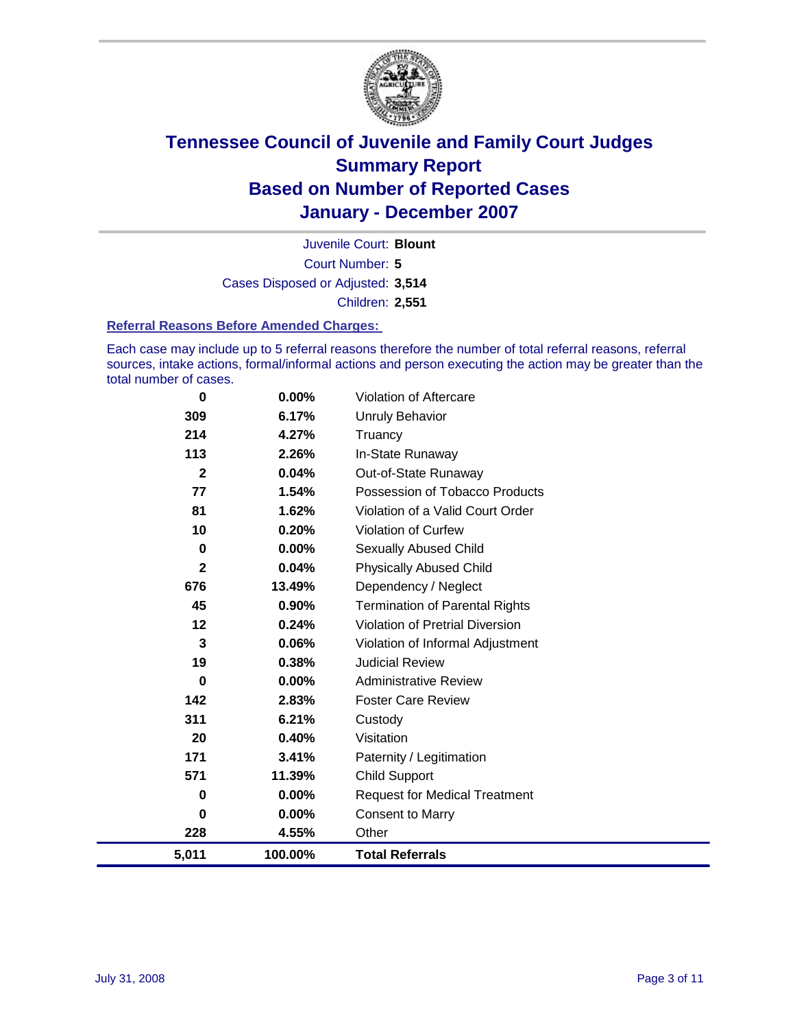# Tennessee Council of Juvenile and Family Court Judges
# Summary Report
# Based on Number of Reported Cases
# January - December 2007

Juvenile Court: **Blount**

Court Number: **5**

Cases Disposed or Adjusted: **3,514**

Children: **2,551**

### Referral Reasons Before Amended Charges:

Each case may include up to 5 referral reasons therefore the number of total referral reasons, referral sources, intake actions, formal/informal actions and person executing the action may be greater than the total number of cases.

| | | |
|---|---|---|
| 0 | 0.00% | Violation of Aftercare |
| 309 | 6.17% | Unruly Behavior |
| 214 | 4.27% | Truancy |
| 113 | 2.26% | In-State Runaway |
| 2 | 0.04% | Out-of-State Runaway |
| 77 | 1.54% | Possession of Tobacco Products |
| 81 | 1.62% | Violation of a Valid Court Order |
| 10 | 0.20% | Violation of Curfew |
| 0 | 0.00% | Sexually Abused Child |
| 2 | 0.04% | Physically Abused Child |
| 676 | 13.49% | Dependency / Neglect |
| 45 | 0.90% | Termination of Parental Rights |
| 12 | 0.24% | Violation of Pretrial Diversion |
| 3 | 0.06% | Violation of Informal Adjustment |
| 19 | 0.38% | Judicial Review |
| 0 | 0.00% | Administrative Review |
| 142 | 2.83% | Foster Care Review |
| 311 | 6.21% | Custody |
| 20 | 0.40% | Visitation |
| 171 | 3.41% | Paternity / Legitimation |
| 571 | 11.39% | Child Support |
| 0 | 0.00% | Request for Medical Treatment |
| 0 | 0.00% | Consent to Marry |
| 228 | 4.55% | Other |
| **5,011** | **100.00%** | **Total Referrals** |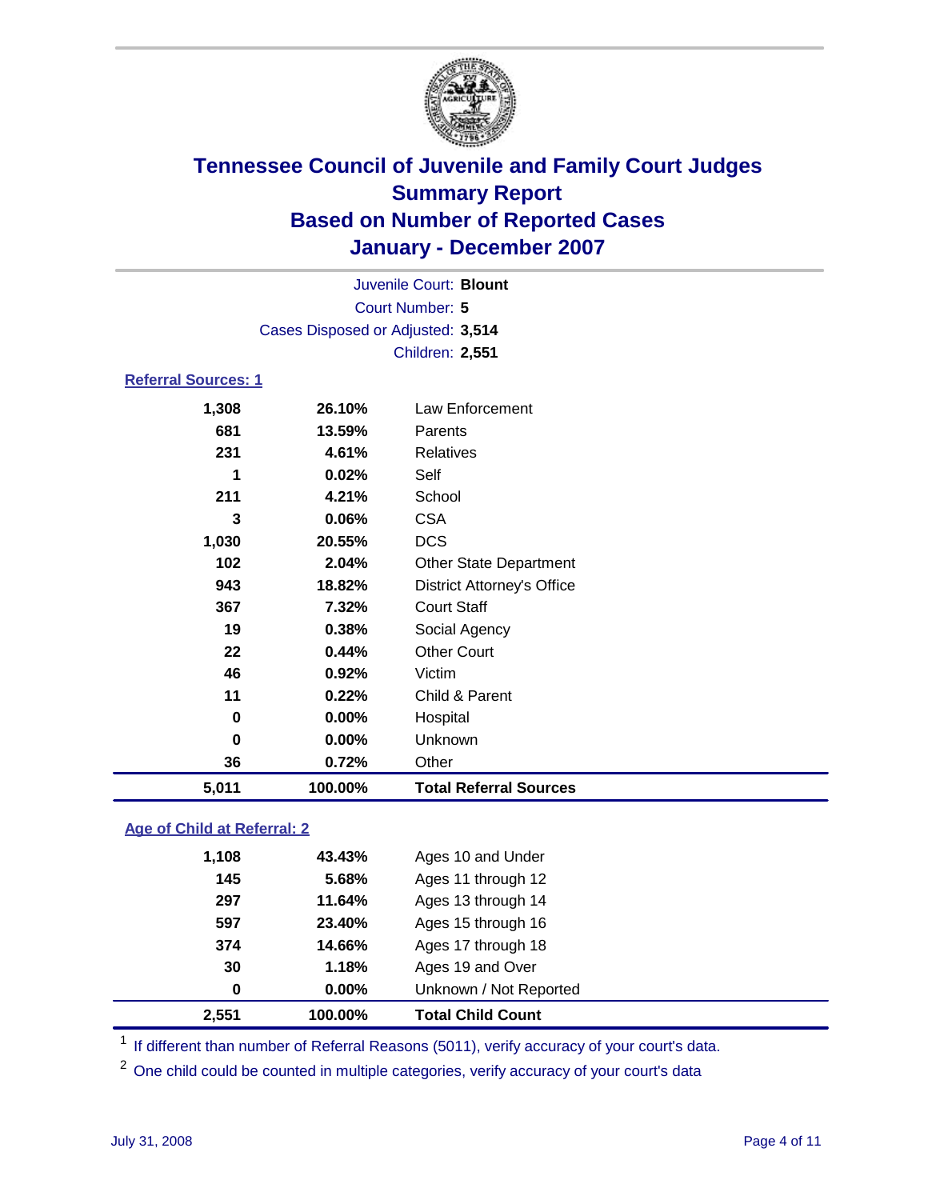# Tennessee Council of Juvenile and Family Court Judges
## Summary Report
## Based on Number of Reported Cases
## January - December 2007

Juvenile Court: **Blount**

Court Number: **5**

Cases Disposed or Adjusted: **3,514**

Children: **2,551**

### Referral Sources: 1

| | | |
|---|---|---|
| 1,308 | 26.10% | Law Enforcement |
| 681 | 13.59% | Parents |
| 231 | 4.61% | Relatives |
| 1 | 0.02% | Self |
| 211 | 4.21% | School |
| 3 | 0.06% | CSA |
| 1,030 | 20.55% | DCS |
| 102 | 2.04% | Other State Department |
| 943 | 18.82% | District Attorney's Office |
| 367 | 7.32% | Court Staff |
| 19 | 0.38% | Social Agency |
| 22 | 0.44% | Other Court |
| 46 | 0.92% | Victim |
| 11 | 0.22% | Child & Parent |
| 0 | 0.00% | Hospital |
| 0 | 0.00% | Unknown |
| 36 | 0.72% | Other |
| **5,011** | **100.00%** | **Total Referral Sources** |

### Age of Child at Referral: 2

| | | |
|---|---|---|
| 1,108 | 43.43% | Ages 10 and Under |
| 145 | 5.68% | Ages 11 through 12 |
| 297 | 11.64% | Ages 13 through 14 |
| 597 | 23.40% | Ages 15 through 16 |
| 374 | 14.66% | Ages 17 through 18 |
| 30 | 1.18% | Ages 19 and Over |
| 0 | 0.00% | Unknown / Not Reported |
| **2,551** | **100.00%** | **Total Child Count** |

[1] If different than number of Referral Reasons (5011), verify accuracy of your court's data.

[2] One child could be counted in multiple categories, verify accuracy of your court's data

July 31, 2008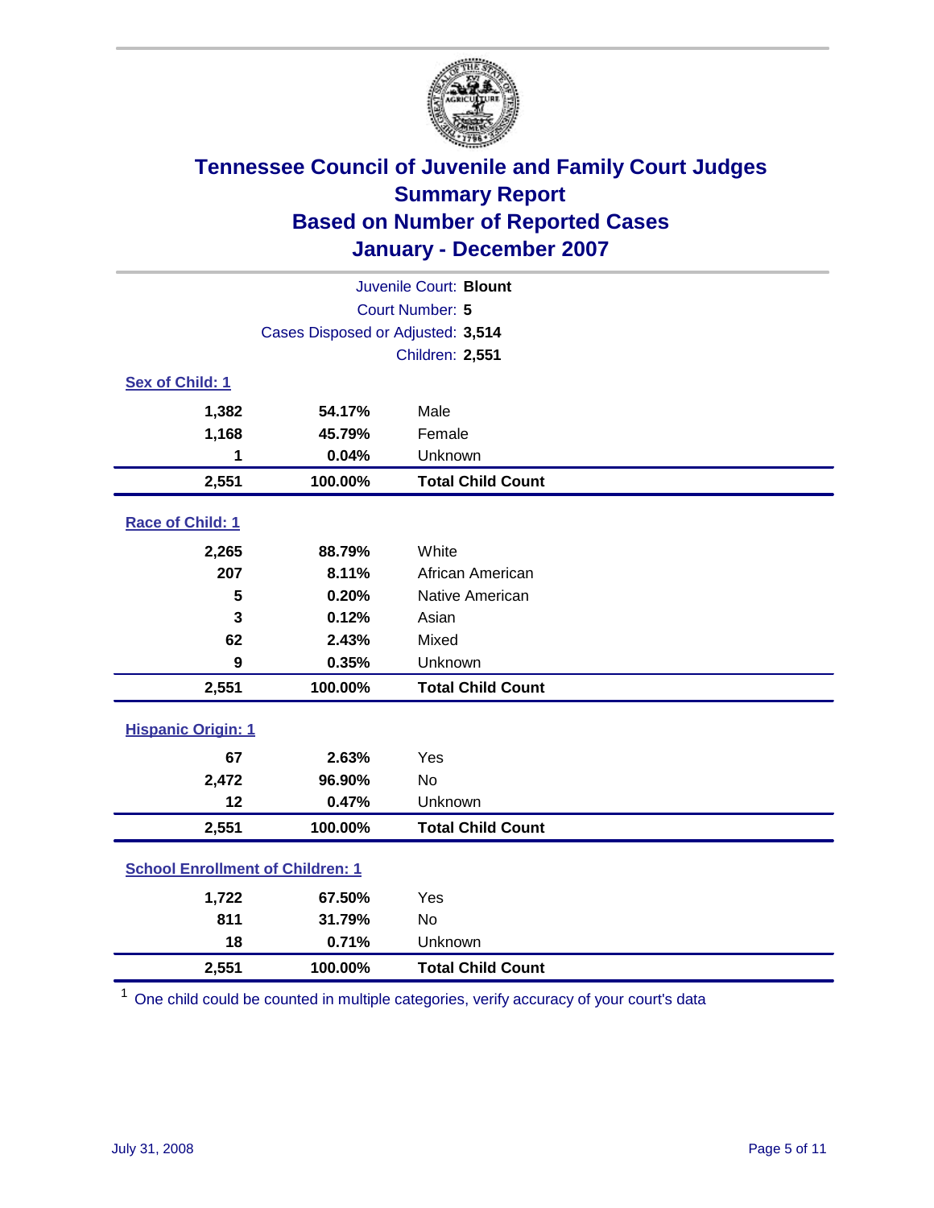# Tennessee Council of Juvenile and Family Court Judges
## Summary Report
## Based on Number of Reported Cases
## January - December 2007

Juvenile Court: **Blount**
Court Number: **5**
Cases Disposed or Adjusted: **3,514**
Children: **2,551**

### Sex of Child: 1

| Count | Percent | Category |
|---|---|---|
| 1,382 | 54.17% | Male |
| 1,168 | 45.79% | Female |
| 1 | 0.04% | Unknown |
| **2,551** | **100.00%** | **Total Child Count** |

### Race of Child: 1

| Count | Percent | Category |
|---|---|---|
| 2,265 | 88.79% | White |
| 207 | 8.11% | African American |
| 5 | 0.20% | Native American |
| 3 | 0.12% | Asian |
| 62 | 2.43% | Mixed |
| 9 | 0.35% | Unknown |
| **2,551** | **100.00%** | **Total Child Count** |

### Hispanic Origin: 1

| Count | Percent | Category |
|---|---|---|
| 67 | 2.63% | Yes |
| 2,472 | 96.90% | No |
| 12 | 0.47% | Unknown |
| **2,551** | **100.00%** | **Total Child Count** |

### School Enrollment of Children: 1

| Count | Percent | Category |
|---|---|---|
| 1,722 | 67.50% | Yes |
| 811 | 31.79% | No |
| 18 | 0.71% | Unknown |
| **2,551** | **100.00%** | **Total Child Count** |

[1] One child could be counted in multiple categories, verify accuracy of your court's data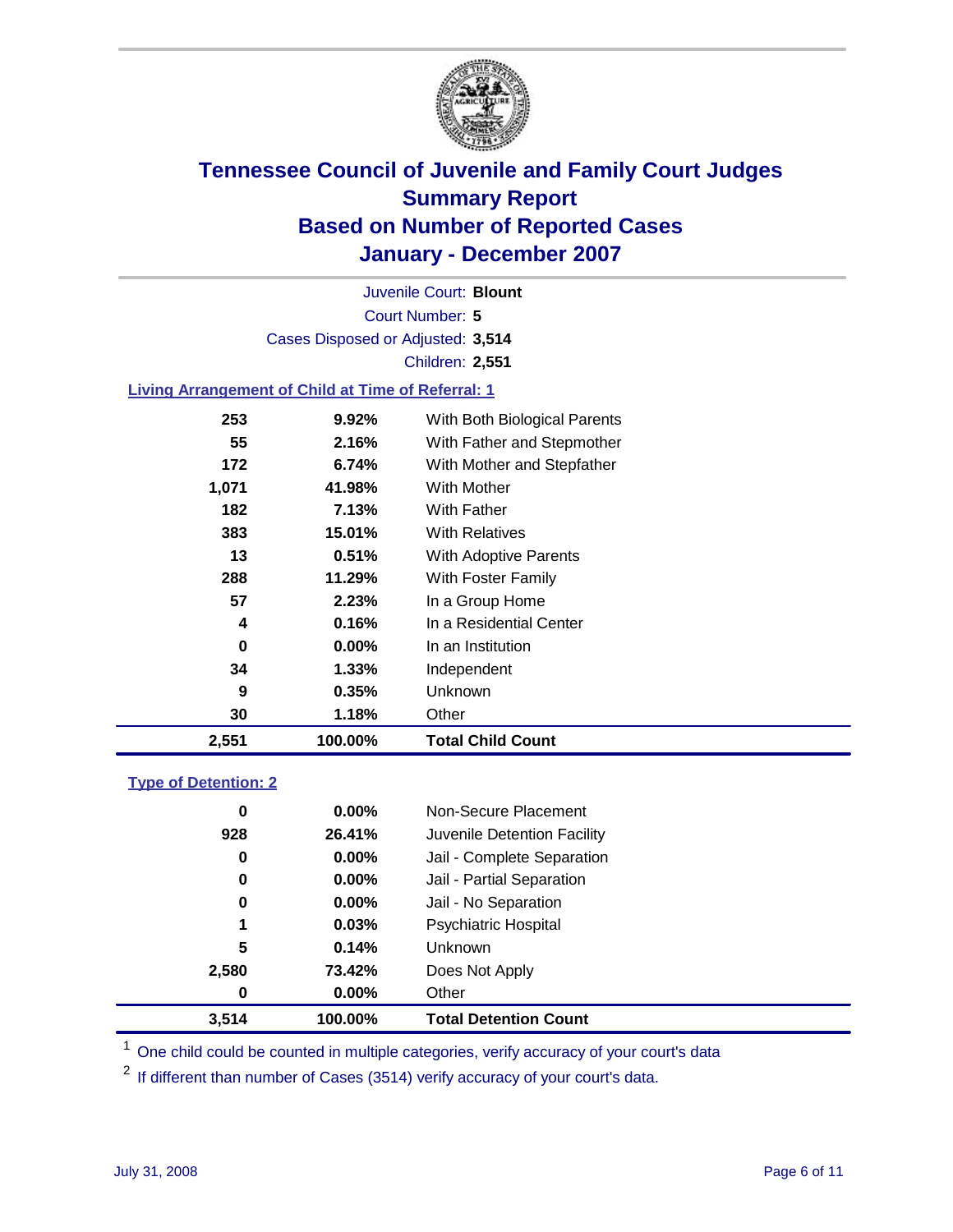# Tennessee Council of Juvenile and Family Court Judges
## Summary Report
## Based on Number of Reported Cases
## January - December 2007

Juvenile Court: **Blount**

Court Number: **5**

Cases Disposed or Adjusted: **3,514**

Children: **2,551**

### Living Arrangement of Child at Time of Referral: 1

| Count | Percent | Category |
|---|---|---|
| 253 | 9.92% | With Both Biological Parents |
| 55 | 2.16% | With Father and Stepmother |
| 172 | 6.74% | With Mother and Stepfather |
| 1,071 | 41.98% | With Mother |
| 182 | 7.13% | With Father |
| 383 | 15.01% | With Relatives |
| 13 | 0.51% | With Adoptive Parents |
| 288 | 11.29% | With Foster Family |
| 57 | 2.23% | In a Group Home |
| 4 | 0.16% | In a Residential Center |
| 0 | 0.00% | In an Institution |
| 34 | 1.33% | Independent |
| 9 | 0.35% | Unknown |
| 30 | 1.18% | Other |
| **2,551** | **100.00%** | **Total Child Count** |

### Type of Detention: 2

| Count | Percent | Category |
|---|---|---|
| 0 | 0.00% | Non-Secure Placement |
| 928 | 26.41% | Juvenile Detention Facility |
| 0 | 0.00% | Jail - Complete Separation |
| 0 | 0.00% | Jail - Partial Separation |
| 0 | 0.00% | Jail - No Separation |
| 1 | 0.03% | Psychiatric Hospital |
| 5 | 0.14% | Unknown |
| 2,580 | 73.42% | Does Not Apply |
| 0 | 0.00% | Other |
| **3,514** | **100.00%** | **Total Detention Count** |

[1] One child could be counted in multiple categories, verify accuracy of your court's data

[2] If different than number of Cases (3514) verify accuracy of your court's data.

July 31, 2008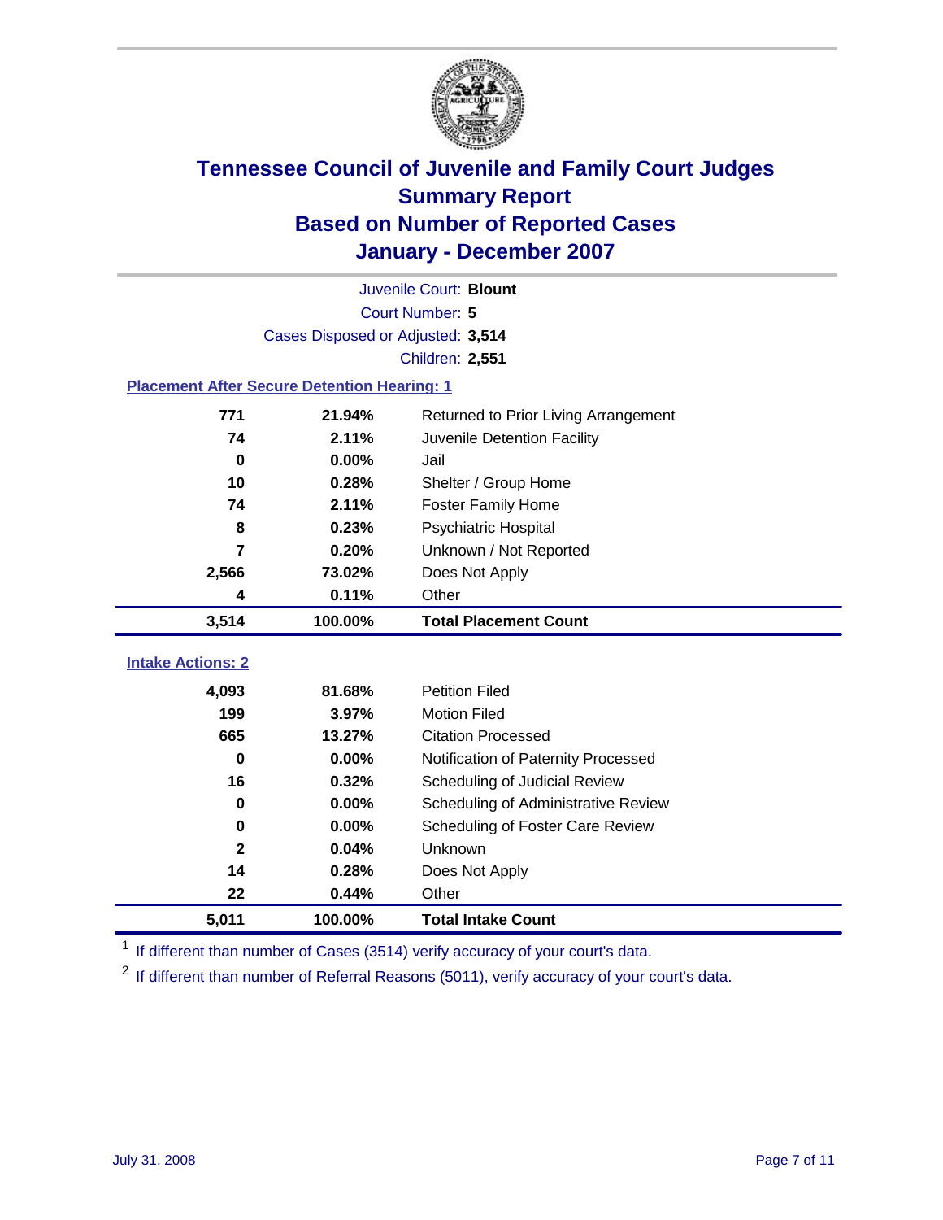# Tennessee Council of Juvenile and Family Court Judges
## Summary Report
## Based on Number of Reported Cases
## January - December 2007

Juvenile Court: **Blount**
Court Number: **5**
Cases Disposed or Adjusted: **3,514**
Children: **2,551**

### Placement After Secure Detention Hearing: 1

| Count | Percent | Placement |
|---|---|---|
| 771 | 21.94% | Returned to Prior Living Arrangement |
| 74 | 2.11% | Juvenile Detention Facility |
| 0 | 0.00% | Jail |
| 10 | 0.28% | Shelter / Group Home |
| 74 | 2.11% | Foster Family Home |
| 8 | 0.23% | Psychiatric Hospital |
| 7 | 0.20% | Unknown / Not Reported |
| 2,566 | 73.02% | Does Not Apply |
| 4 | 0.11% | Other |
| **3,514** | **100.00%** | **Total Placement Count** |

### Intake Actions: 2

| Count | Percent | Intake Action |
|---|---|---|
| 4,093 | 81.68% | Petition Filed |
| 199 | 3.97% | Motion Filed |
| 665 | 13.27% | Citation Processed |
| 0 | 0.00% | Notification of Paternity Processed |
| 16 | 0.32% | Scheduling of Judicial Review |
| 0 | 0.00% | Scheduling of Administrative Review |
| 0 | 0.00% | Scheduling of Foster Care Review |
| 2 | 0.04% | Unknown |
| 14 | 0.28% | Does Not Apply |
| 22 | 0.44% | Other |
| **5,011** | **100.00%** | **Total Intake Count** |

[1] If different than number of Cases (3514) verify accuracy of your court's data.

[2] If different than number of Referral Reasons (5011), verify accuracy of your court's data.

July 31, 2008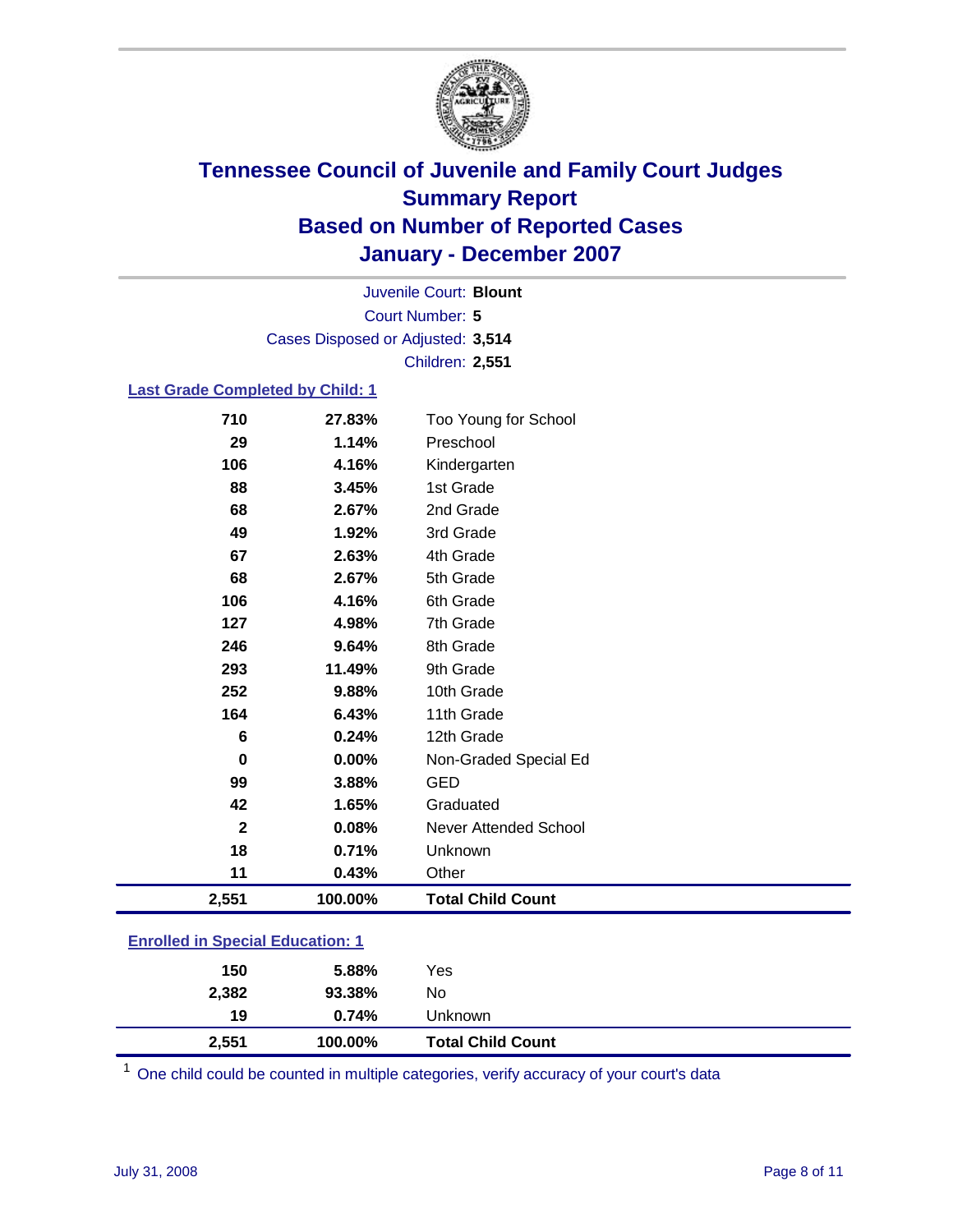# Tennessee Council of Juvenile and Family Court Judges
## Summary Report
## Based on Number of Reported Cases
## January - December 2007

Juvenile Court: **Blount**
Court Number: **5**
Cases Disposed or Adjusted: **3,514**
Children: **2,551**

### Last Grade Completed by Child: 1

| Count | Percent | Category |
|---|---|---|
| 710 | 27.83% | Too Young for School |
| 29 | 1.14% | Preschool |
| 106 | 4.16% | Kindergarten |
| 88 | 3.45% | 1st Grade |
| 68 | 2.67% | 2nd Grade |
| 49 | 1.92% | 3rd Grade |
| 67 | 2.63% | 4th Grade |
| 68 | 2.67% | 5th Grade |
| 106 | 4.16% | 6th Grade |
| 127 | 4.98% | 7th Grade |
| 246 | 9.64% | 8th Grade |
| 293 | 11.49% | 9th Grade |
| 252 | 9.88% | 10th Grade |
| 164 | 6.43% | 11th Grade |
| 6 | 0.24% | 12th Grade |
| 0 | 0.00% | Non-Graded Special Ed |
| 99 | 3.88% | GED |
| 42 | 1.65% | Graduated |
| 2 | 0.08% | Never Attended School |
| 18 | 0.71% | Unknown |
| 11 | 0.43% | Other |
| **2,551** | **100.00%** | **Total Child Count** |

### Enrolled in Special Education: 1

| Count | Percent | Category |
|---|---|---|
| 150 | 5.88% | Yes |
| 2,382 | 93.38% | No |
| 19 | 0.74% | Unknown |
| **2,551** | **100.00%** | **Total Child Count** |

[1] One child could be counted in multiple categories, verify accuracy of your court's data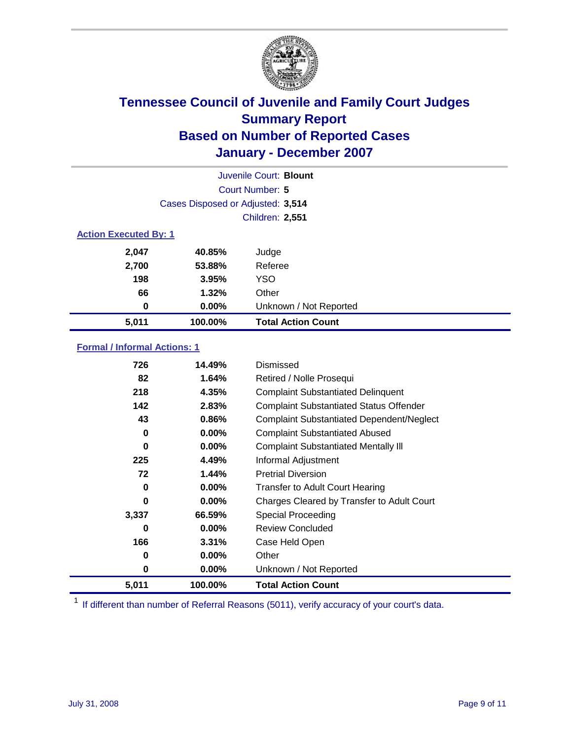# Tennessee Council of Juvenile and Family Court Judges
## Summary Report
## Based on Number of Reported Cases
## January - December 2007

Juvenile Court: **Blount**
Court Number: **5**
Cases Disposed or Adjusted: **3,514**
Children: **2,551**

### Action Executed By: 1

| Count | Percent | Action |
|---|---|---|
| 2,047 | 40.85% | Judge |
| 2,700 | 53.88% | Referee |
| 198 | 3.95% | YSO |
| 66 | 1.32% | Other |
| 0 | 0.00% | Unknown / Not Reported |
| **5,011** | **100.00%** | **Total Action Count** |

### Formal / Informal Actions: 1

| Count | Percent | Action |
|---|---|---|
| 726 | 14.49% | Dismissed |
| 82 | 1.64% | Retired / Nolle Prosequi |
| 218 | 4.35% | Complaint Substantiated Delinquent |
| 142 | 2.83% | Complaint Substantiated Status Offender |
| 43 | 0.86% | Complaint Substantiated Dependent/Neglect |
| 0 | 0.00% | Complaint Substantiated Abused |
| 0 | 0.00% | Complaint Substantiated Mentally Ill |
| 225 | 4.49% | Informal Adjustment |
| 72 | 1.44% | Pretrial Diversion |
| 0 | 0.00% | Transfer to Adult Court Hearing |
| 0 | 0.00% | Charges Cleared by Transfer to Adult Court |
| 3,337 | 66.59% | Special Proceeding |
| 0 | 0.00% | Review Concluded |
| 166 | 3.31% | Case Held Open |
| 0 | 0.00% | Other |
| 0 | 0.00% | Unknown / Not Reported |
| **5,011** | **100.00%** | **Total Action Count** |

[1] If different than number of Referral Reasons (5011), verify accuracy of your court's data.

July 31, 2008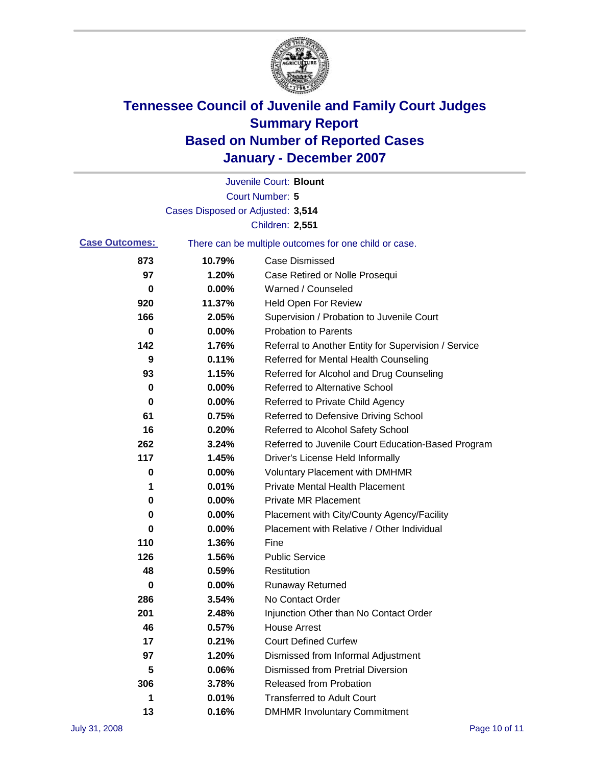# Tennessee Council of Juvenile and Family Court Judges
## Summary Report
## Based on Number of Reported Cases
## January - December 2007

Juvenile Court: **Blount**

Court Number: **5**

Cases Disposed or Adjusted: **3,514**

Children: **2,551**

**Case Outcomes:** There can be multiple outcomes for one child or case.

| | | |
|---|---|---|
| 873 | 10.79% | Case Dismissed |
| 97 | 1.20% | Case Retired or Nolle Prosequi |
| 0 | 0.00% | Warned / Counseled |
| 920 | 11.37% | Held Open For Review |
| 166 | 2.05% | Supervision / Probation to Juvenile Court |
| 0 | 0.00% | Probation to Parents |
| 142 | 1.76% | Referral to Another Entity for Supervision / Service |
| 9 | 0.11% | Referred for Mental Health Counseling |
| 93 | 1.15% | Referred for Alcohol and Drug Counseling |
| 0 | 0.00% | Referred to Alternative School |
| 0 | 0.00% | Referred to Private Child Agency |
| 61 | 0.75% | Referred to Defensive Driving School |
| 16 | 0.20% | Referred to Alcohol Safety School |
| 262 | 3.24% | Referred to Juvenile Court Education-Based Program |
| 117 | 1.45% | Driver's License Held Informally |
| 0 | 0.00% | Voluntary Placement with DMHMR |
| 1 | 0.01% | Private Mental Health Placement |
| 0 | 0.00% | Private MR Placement |
| 0 | 0.00% | Placement with City/County Agency/Facility |
| 0 | 0.00% | Placement with Relative / Other Individual |
| 110 | 1.36% | Fine |
| 126 | 1.56% | Public Service |
| 48 | 0.59% | Restitution |
| 0 | 0.00% | Runaway Returned |
| 286 | 3.54% | No Contact Order |
| 201 | 2.48% | Injunction Other than No Contact Order |
| 46 | 0.57% | House Arrest |
| 17 | 0.21% | Court Defined Curfew |
| 97 | 1.20% | Dismissed from Informal Adjustment |
| 5 | 0.06% | Dismissed from Pretrial Diversion |
| 306 | 3.78% | Released from Probation |
| 1 | 0.01% | Transferred to Adult Court |
| 13 | 0.16% | DMHMR Involuntary Commitment |

July 31, 2008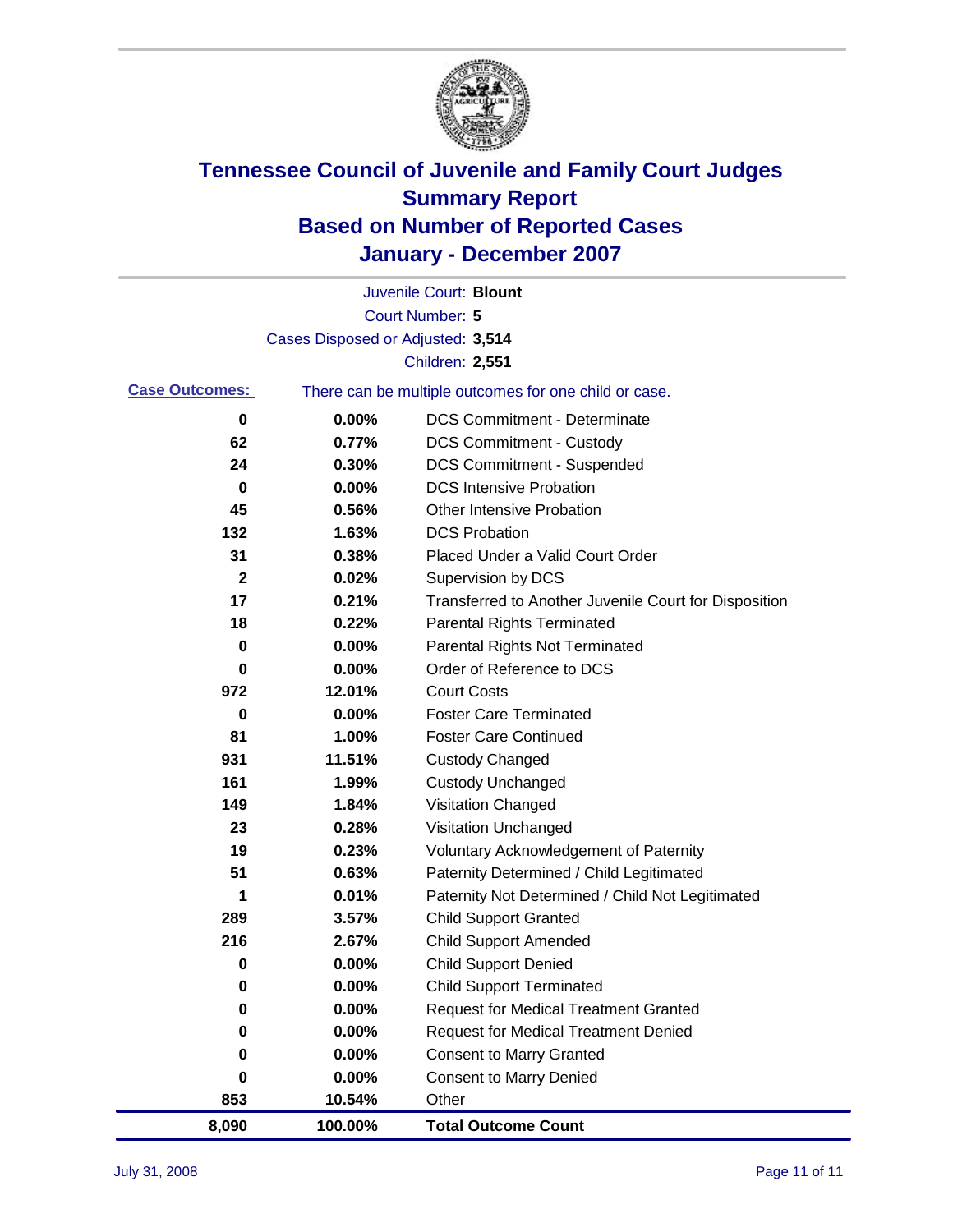# Tennessee Council of Juvenile and Family Court Judges
# Summary Report
# Based on Number of Reported Cases
# January - December 2007

Juvenile Court: **Blount**

Court Number: **5**

Cases Disposed or Adjusted: **3,514**

Children: **2,551**

**Case Outcomes:** There can be multiple outcomes for one child or case.

| | | |
|---|---|---|
| 0 | 0.00% | DCS Commitment - Determinate |
| 62 | 0.77% | DCS Commitment - Custody |
| 24 | 0.30% | DCS Commitment - Suspended |
| 0 | 0.00% | DCS Intensive Probation |
| 45 | 0.56% | Other Intensive Probation |
| 132 | 1.63% | DCS Probation |
| 31 | 0.38% | Placed Under a Valid Court Order |
| 2 | 0.02% | Supervision by DCS |
| 17 | 0.21% | Transferred to Another Juvenile Court for Disposition |
| 18 | 0.22% | Parental Rights Terminated |
| 0 | 0.00% | Parental Rights Not Terminated |
| 0 | 0.00% | Order of Reference to DCS |
| 972 | 12.01% | Court Costs |
| 0 | 0.00% | Foster Care Terminated |
| 81 | 1.00% | Foster Care Continued |
| 931 | 11.51% | Custody Changed |
| 161 | 1.99% | Custody Unchanged |
| 149 | 1.84% | Visitation Changed |
| 23 | 0.28% | Visitation Unchanged |
| 19 | 0.23% | Voluntary Acknowledgement of Paternity |
| 51 | 0.63% | Paternity Determined / Child Legitimated |
| 1 | 0.01% | Paternity Not Determined / Child Not Legitimated |
| 289 | 3.57% | Child Support Granted |
| 216 | 2.67% | Child Support Amended |
| 0 | 0.00% | Child Support Denied |
| 0 | 0.00% | Child Support Terminated |
| 0 | 0.00% | Request for Medical Treatment Granted |
| 0 | 0.00% | Request for Medical Treatment Denied |
| 0 | 0.00% | Consent to Marry Granted |
| 0 | 0.00% | Consent to Marry Denied |
| 853 | 10.54% | Other |
| **8,090** | **100.00%** | **Total Outcome Count** |